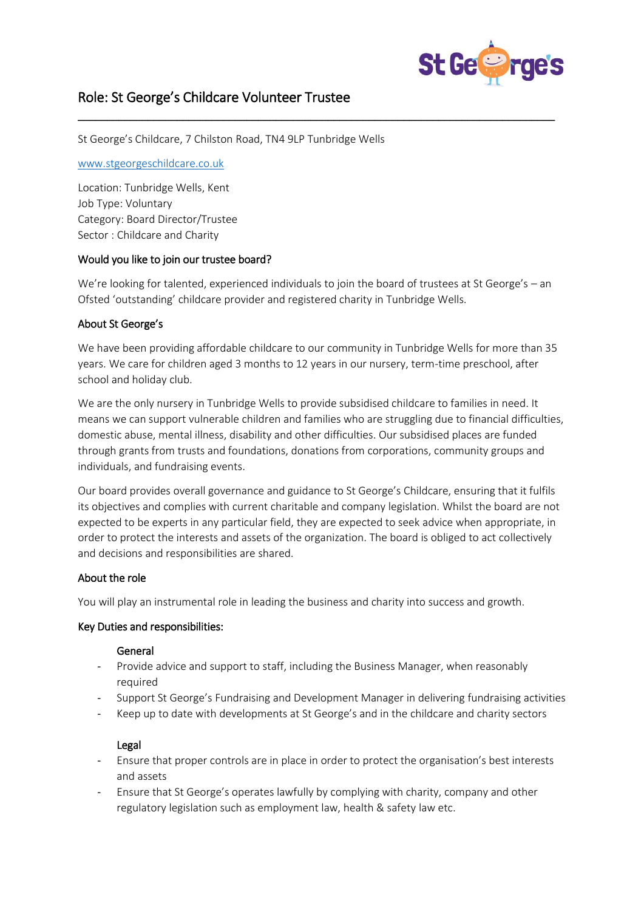# Role: St George's Childcare Volunteer Trustee

---

St George's Childcare, 7 Chilston Road, TN4 9LP Tunbridge Wells

[www.stgeorgeschildcare.co.uk](http://www.stgeorgeschildcare.co.uk)

Location: Tunbridge Wells, Kent
Job Type: Voluntary
Category: Board Director/Trustee
Sector : Childcare and Charity

## Would you like to join our trustee board?

We're looking for talented, experienced individuals to join the board of trustees at St George's – an Ofsted 'outstanding' childcare provider and registered charity in Tunbridge Wells.

## About St George's

We have been providing affordable childcare to our community in Tunbridge Wells for more than 35 years. We care for children aged 3 months to 12 years in our nursery, term-time preschool, after school and holiday club.

We are the only nursery in Tunbridge Wells to provide subsidised childcare to families in need. It means we can support vulnerable children and families who are struggling due to financial difficulties, domestic abuse, mental illness, disability and other difficulties. Our subsidised places are funded through grants from trusts and foundations, donations from corporations, community groups and individuals, and fundraising events.

Our board provides overall governance and guidance to St George's Childcare, ensuring that it fulfils its objectives and complies with current charitable and company legislation. Whilst the board are not expected to be experts in any particular field, they are expected to seek advice when appropriate, in order to protect the interests and assets of the organization. The board is obliged to act collectively and decisions and responsibilities are shared.

## About the role

You will play an instrumental role in leading the business and charity into success and growth.

## Key Duties and responsibilities:

### General

- Provide advice and support to staff, including the Business Manager, when reasonably required
- Support St George's Fundraising and Development Manager in delivering fundraising activities
- Keep up to date with developments at St George's and in the childcare and charity sectors

### Legal

- Ensure that proper controls are in place in order to protect the organisation's best interests and assets
- Ensure that St George's operates lawfully by complying with charity, company and other regulatory legislation such as employment law, health & safety law etc.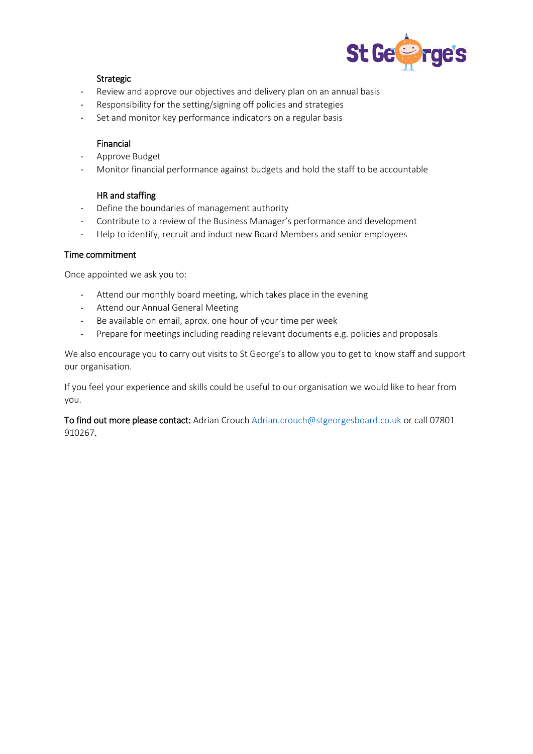### Strategic

- Review and approve our objectives and delivery plan on an annual basis
- Responsibility for the setting/signing off policies and strategies
- Set and monitor key performance indicators on a regular basis

### Financial

- Approve Budget
- Monitor financial performance against budgets and hold the staff to be accountable

### HR and staffing

- Define the boundaries of management authority
- Contribute to a review of the Business Manager's performance and development
- Help to identify, recruit and induct new Board Members and senior employees

## Time commitment

Once appointed we ask you to:

- Attend our monthly board meeting, which takes place in the evening
- Attend our Annual General Meeting
- Be available on email, aprox. one hour of your time per week
- Prepare for meetings including reading relevant documents e.g. policies and proposals

We also encourage you to carry out visits to St George's to allow you to get to know staff and support our organisation.

If you feel your experience and skills could be useful to our organisation we would like to hear from you.

**To find out more please contact:** Adrian Crouch Adrian.crouch@stgeorgesboard.co.uk or call 07801 910267.